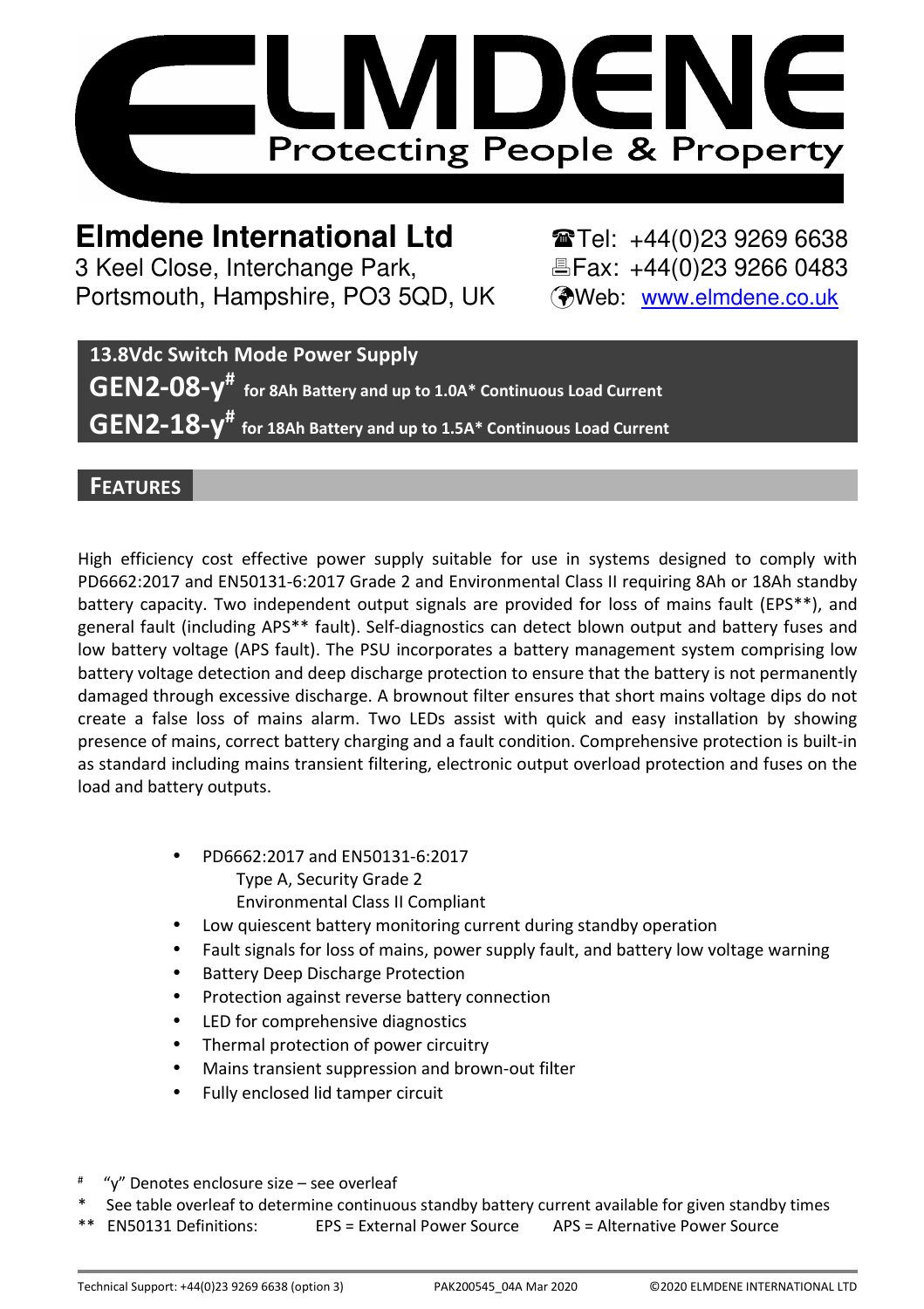# ELMDENE

Protecting People & Property

**Elmdene International Ltd**
3 Keel Close, Interchange Park,
Portsmouth, Hampshire, PO3 5QD, UK

☎Tel: +44(0)23 9269 6638
🖷Fax: +44(0)23 9266 0483
Web: www.elmdene.co.uk

## 13.8Vdc Switch Mode Power Supply

**GEN2-08-y#** for 8Ah Battery and up to 1.0A* Continuous Load Current

**GEN2-18-y#** for 18Ah Battery and up to 1.5A* Continuous Load Current

## FEATURES

High efficiency cost effective power supply suitable for use in systems designed to comply with PD6662:2017 and EN50131-6:2017 Grade 2 and Environmental Class II requiring 8Ah or 18Ah standby battery capacity. Two independent output signals are provided for loss of mains fault (EPS**), and general fault (including APS** fault). Self-diagnostics can detect blown output and battery fuses and low battery voltage (APS fault). The PSU incorporates a battery management system comprising low battery voltage detection and deep discharge protection to ensure that the battery is not permanently damaged through excessive discharge. A brownout filter ensures that short mains voltage dips do not create a false loss of mains alarm. Two LEDs assist with quick and easy installation by showing presence of mains, correct battery charging and a fault condition. Comprehensive protection is built-in as standard including mains transient filtering, electronic output overload protection and fuses on the load and battery outputs.

- PD6662:2017 and EN50131-6:2017
  Type A, Security Grade 2
  Environmental Class II Compliant
- Low quiescent battery monitoring current during standby operation
- Fault signals for loss of mains, power supply fault, and battery low voltage warning
- Battery Deep Discharge Protection
- Protection against reverse battery connection
- LED for comprehensive diagnostics
- Thermal protection of power circuitry
- Mains transient suppression and brown-out filter
- Fully enclosed lid tamper circuit

# "y" Denotes enclosure size – see overleaf

\* See table overleaf to determine continuous standby battery current available for given standby times

** EN50131 Definitions: EPS = External Power Source APS = Alternative Power Source

Technical Support: +44(0)23 9269 6638 (option 3) PAK200545_04A Mar 2020 ©2020 ELMDENE INTERNATIONAL LTD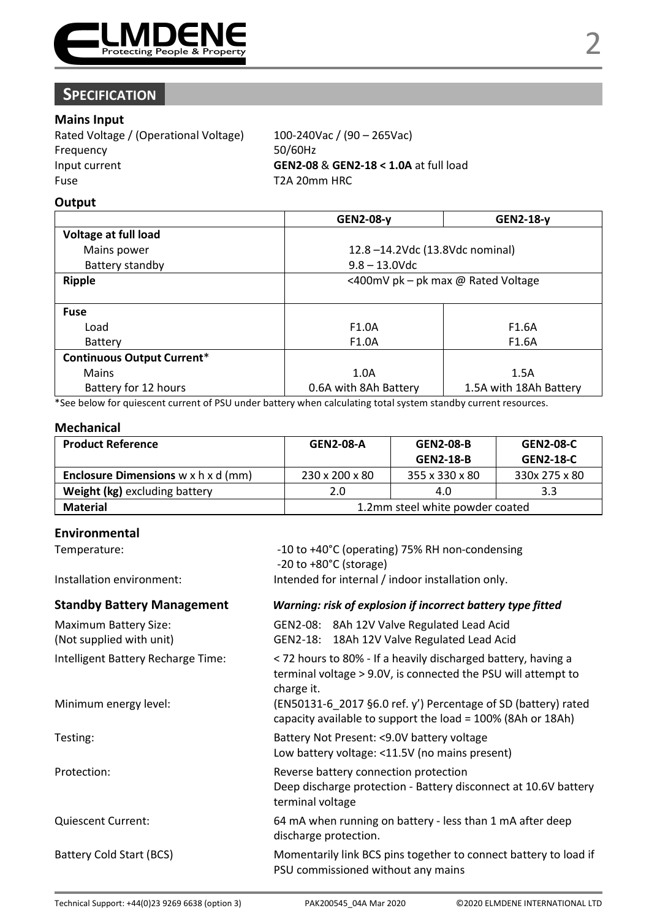## SPECIFICATION

### Mains Input

| | |
|---|---|
| Rated Voltage / (Operational Voltage) | 100-240Vac / (90 – 265Vac) |
| Frequency | 50/60Hz |
| Input current | **GEN2-08** & **GEN2-18 < 1.0A** at full load |
| Fuse | T2A 20mm HRC |

### Output

| | GEN2-08-y | GEN2-18-y |
|---|---|---|
| **Voltage at full load** | | |
| Mains power | 12.8 –14.2Vdc (13.8Vdc nominal) | |
| Battery standby | 9.8 – 13.0Vdc | |
| **Ripple** | <400mV pk – pk max @ Rated Voltage | |
| **Fuse** | | |
| Load | F1.0A | F1.6A |
| Battery | F1.0A | F1.6A |
| **Continuous Output Current*** | | |
| Mains | 1.0A | 1.5A |
| Battery for 12 hours | 0.6A with 8Ah Battery | 1.5A with 18Ah Battery |

*See below for quiescent current of PSU under battery when calculating total system standby current resources.

### Mechanical

| Product Reference | GEN2-08-A | GEN2-08-B GEN2-18-B | GEN2-08-C GEN2-18-C |
|---|---|---|---|
| **Enclosure Dimensions** w x h x d (mm) | 230 x 200 x 80 | 355 x 330 x 80 | 330x 275 x 80 |
| **Weight (kg)** excluding battery | 2.0 | 4.0 | 3.3 |
| **Material** | 1.2mm steel white powder coated | | |

### Environmental

| | |
|---|---|
| Temperature: | -10 to +40°C (operating) 75% RH non-condensing<br>-20 to +80°C (storage) |
| Installation environment: | Intended for internal / indoor installation only. |

### Standby Battery Management

***Warning: risk of explosion if incorrect battery type fitted***

| | |
|---|---|
| Maximum Battery Size:<br>(Not supplied with unit) | GEN2-08: 8Ah 12V Valve Regulated Lead Acid<br>GEN2-18: 18Ah 12V Valve Regulated Lead Acid |
| Intelligent Battery Recharge Time: | < 72 hours to 80% - If a heavily discharged battery, having a terminal voltage > 9.0V, is connected the PSU will attempt to charge it. |
| Minimum energy level: | (EN50131-6_2017 §6.0 ref. y') Percentage of SD (battery) rated capacity available to support the load = 100% (8Ah or 18Ah) |
| Testing: | Battery Not Present: <9.0V battery voltage<br>Low battery voltage: <11.5V (no mains present) |
| Protection: | Reverse battery connection protection<br>Deep discharge protection - Battery disconnect at 10.6V battery terminal voltage |
| Quiescent Current: | 64 mA when running on battery - less than 1 mA after deep discharge protection. |
| Battery Cold Start (BCS) | Momentarily link BCS pins together to connect battery to load if PSU commissioned without any mains |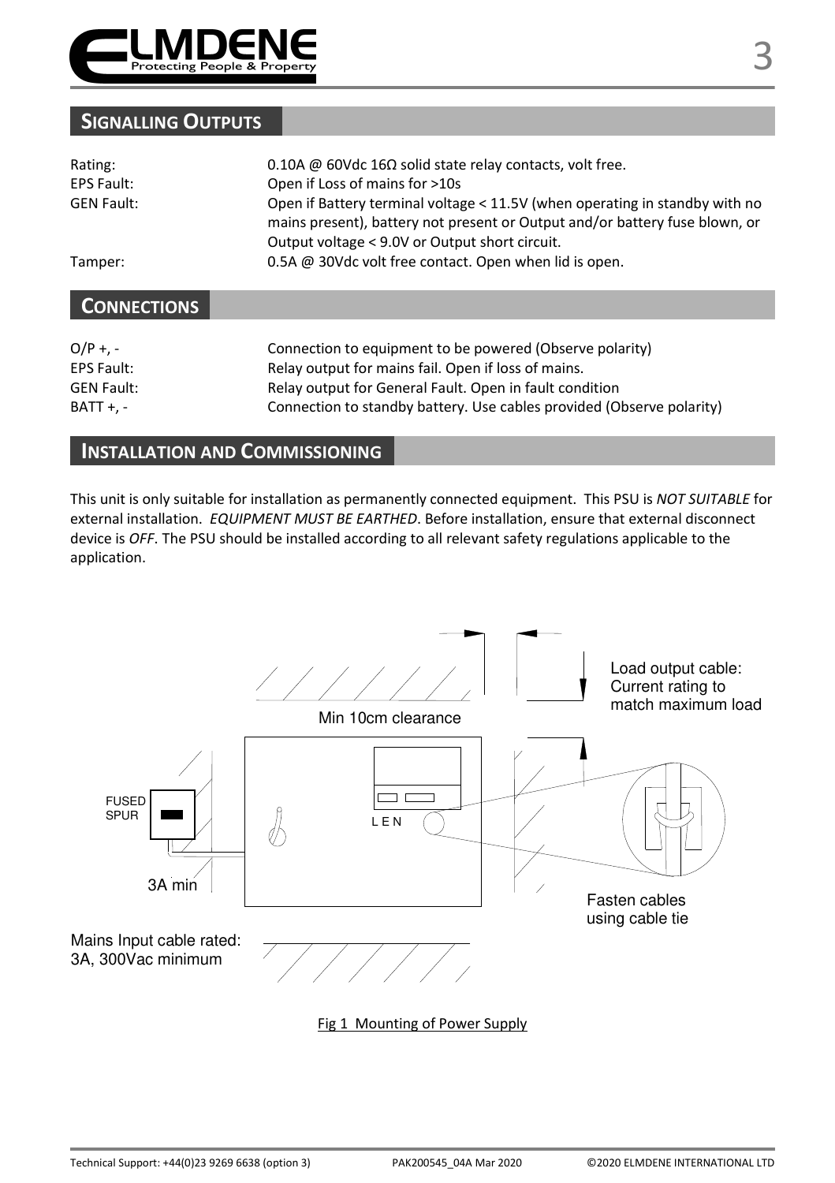## SIGNALLING OUTPUTS

| | |
|---|---|
| Rating: | 0.10A @ 60Vdc 16Ω solid state relay contacts, volt free. |
| EPS Fault: | Open if Loss of mains for >10s |
| GEN Fault: | Open if Battery terminal voltage < 11.5V (when operating in standby with no mains present), battery not present or Output and/or battery fuse blown, or Output voltage < 9.0V or Output short circuit. |
| Tamper: | 0.5A @ 30Vdc volt free contact. Open when lid is open. |

## CONNECTIONS

| | |
|---|---|
| O/P +, - | Connection to equipment to be powered (Observe polarity) |
| EPS Fault: | Relay output for mains fail. Open if loss of mains. |
| GEN Fault: | Relay output for General Fault. Open in fault condition |
| BATT +, - | Connection to standby battery. Use cables provided (Observe polarity) |

## INSTALLATION AND COMMISSIONING

This unit is only suitable for installation as permanently connected equipment. This PSU is *NOT SUITABLE* for external installation. *EQUIPMENT MUST BE EARTHED*. Before installation, ensure that external disconnect device is *OFF*. The PSU should be installed according to all relevant safety regulations applicable to the application.

Min 10cm clearance

Load output cable: Current rating to match maximum load

FUSED SPUR

3A min

L E N

Fasten cables using cable tie

Mains Input cable rated: 3A, 300Vac minimum

Fig 1 Mounting of Power Supply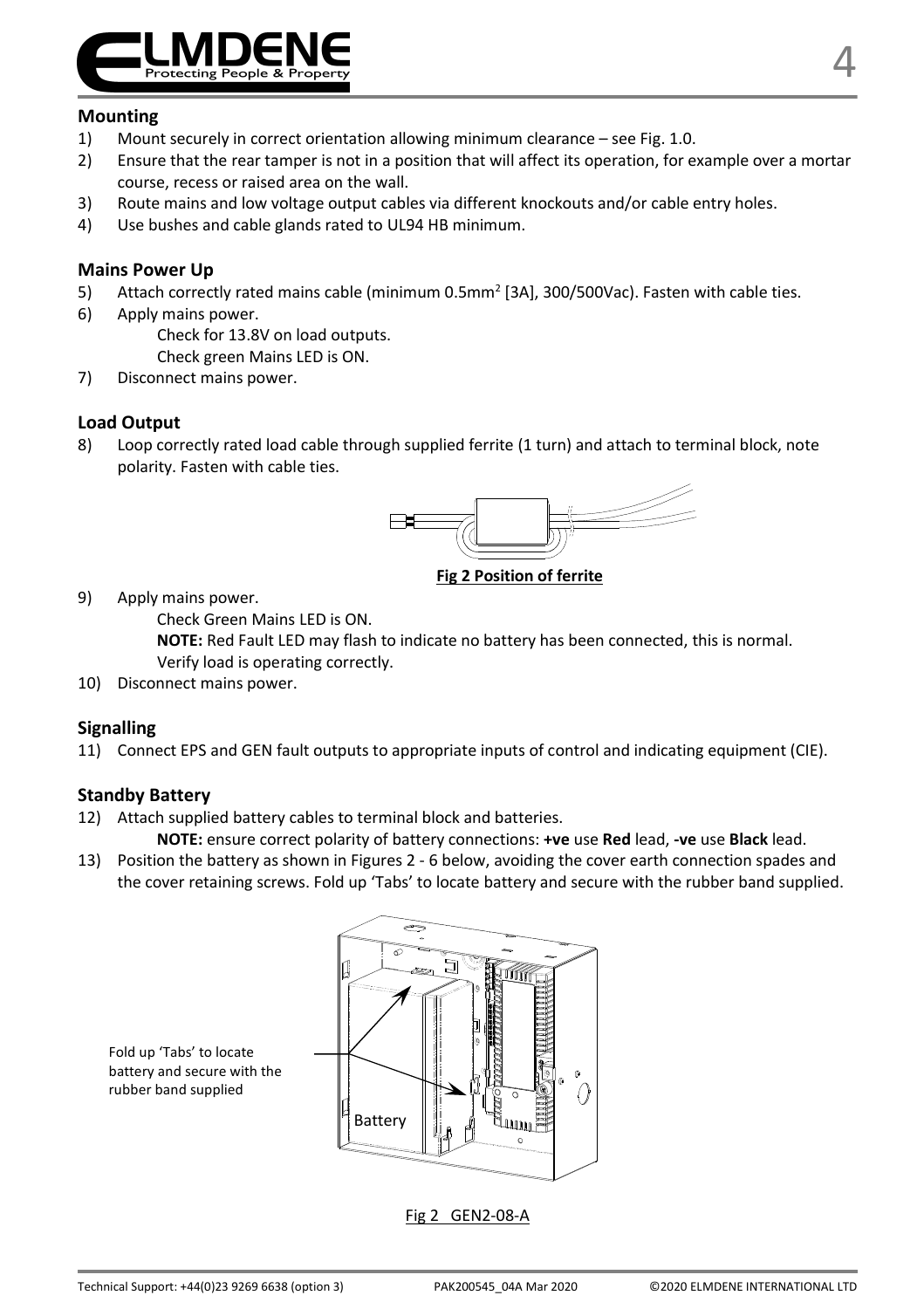## Mounting

1) Mount securely in correct orientation allowing minimum clearance – see Fig. 1.0.
2) Ensure that the rear tamper is not in a position that will affect its operation, for example over a mortar course, recess or raised area on the wall.
3) Route mains and low voltage output cables via different knockouts and/or cable entry holes.
4) Use bushes and cable glands rated to UL94 HB minimum.

## Mains Power Up

5) Attach correctly rated mains cable (minimum 0.5mm$^2$ [3A], 300/500Vac). Fasten with cable ties.
6) Apply mains power.
   Check for 13.8V on load outputs.
   Check green Mains LED is ON.
7) Disconnect mains power.

## Load Output

8) Loop correctly rated load cable through supplied ferrite (1 turn) and attach to terminal block, note polarity. Fasten with cable ties.

**Fig 2 Position of ferrite**

9) Apply mains power.
   Check Green Mains LED is ON.
   **NOTE:** Red Fault LED may flash to indicate no battery has been connected, this is normal.
   Verify load is operating correctly.
10) Disconnect mains power.

## Signalling

11) Connect EPS and GEN fault outputs to appropriate inputs of control and indicating equipment (CIE).

## Standby Battery

12) Attach supplied battery cables to terminal block and batteries.
   **NOTE:** ensure correct polarity of battery connections: **+ve** use **Red** lead, **-ve** use **Black** lead.
13) Position the battery as shown in Figures 2 - 6 below, avoiding the cover earth connection spades and the cover retaining screws. Fold up 'Tabs' to locate battery and secure with the rubber band supplied.

Fold up 'Tabs' to locate battery and secure with the rubber band supplied

Battery

Fig 2 GEN2-08-A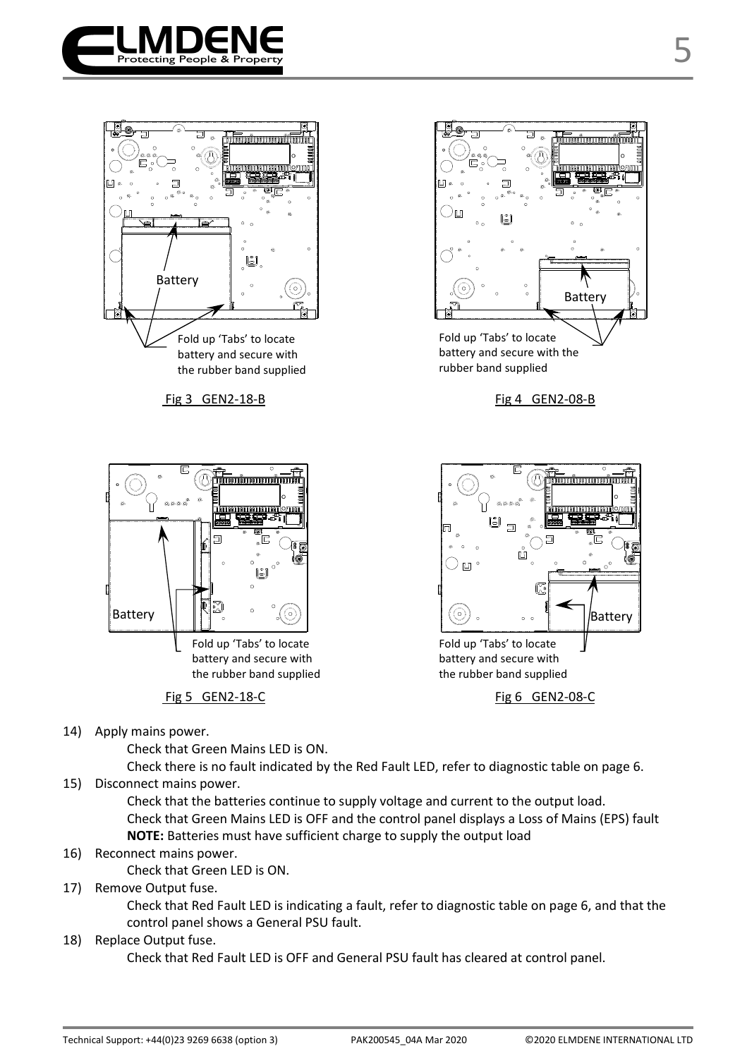Battery

Fold up 'Tabs' to locate battery and secure with the rubber band supplied

Fig 3 GEN2-18-B

Battery

Fold up 'Tabs' to locate battery and secure with the rubber band supplied

Fig 4 GEN2-08-B

Battery

Fold up 'Tabs' to locate battery and secure with the rubber band supplied

Fig 5 GEN2-18-C

Battery

Fold up 'Tabs' to locate battery and secure with the rubber band supplied

Fig 6 GEN2-08-C

14) Apply mains power.
    Check that Green Mains LED is ON.
    Check there is no fault indicated by the Red Fault LED, refer to diagnostic table on page 6.
15) Disconnect mains power.
    Check that the batteries continue to supply voltage and current to the output load.
    Check that Green Mains LED is OFF and the control panel displays a Loss of Mains (EPS) fault
    **NOTE:** Batteries must have sufficient charge to supply the output load
16) Reconnect mains power.
    Check that Green LED is ON.
17) Remove Output fuse.
    Check that Red Fault LED is indicating a fault, refer to diagnostic table on page 6, and that the control panel shows a General PSU fault.
18) Replace Output fuse.
    Check that Red Fault LED is OFF and General PSU fault has cleared at control panel.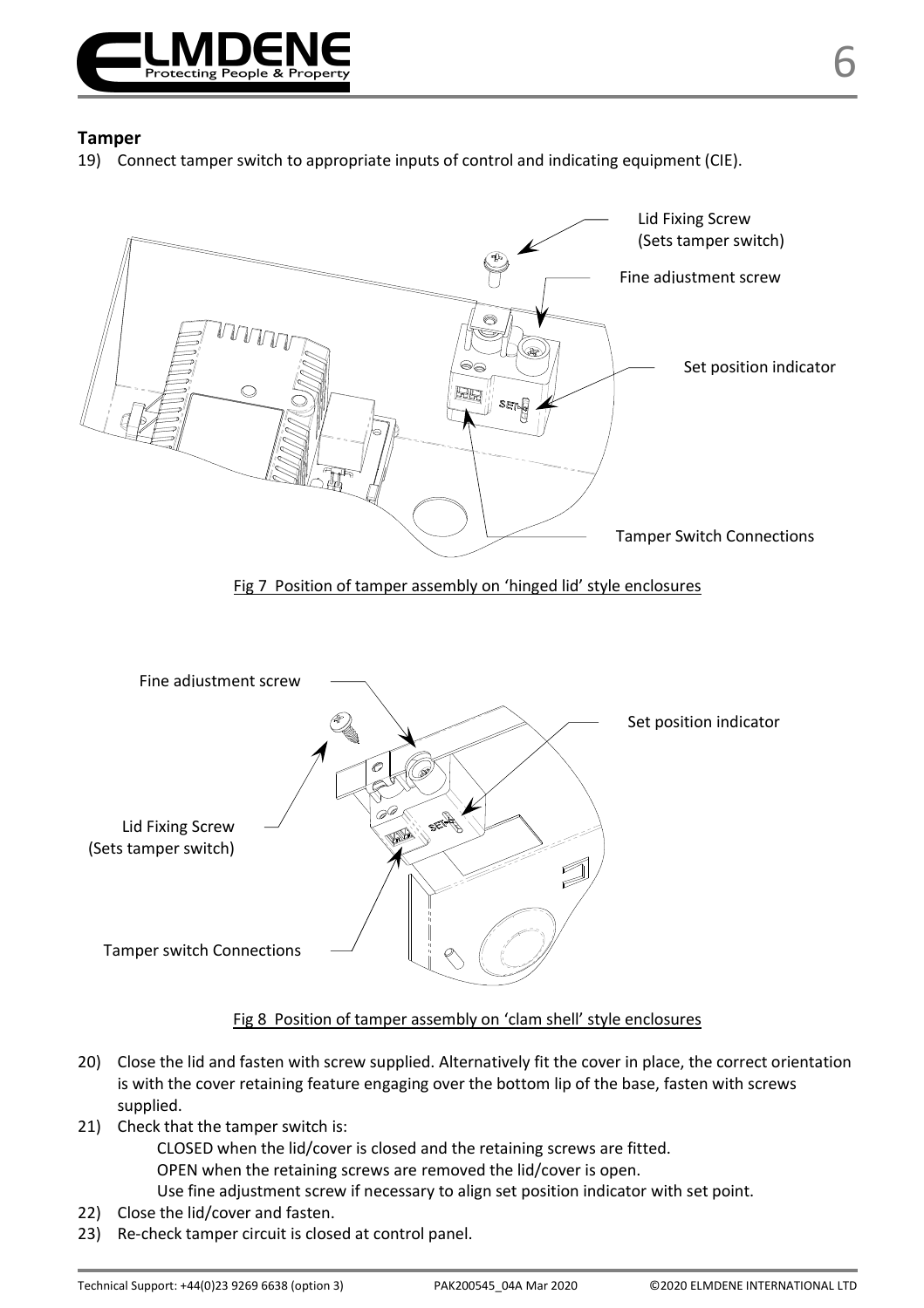## Tamper

19) Connect tamper switch to appropriate inputs of control and indicating equipment (CIE).

Lid Fixing Screw (Sets tamper switch)

Fine adjustment screw

Set position indicator

Tamper Switch Connections

Fig 7 Position of tamper assembly on 'hinged lid' style enclosures

Fine adjustment screw

Set position indicator

Lid Fixing Screw (Sets tamper switch)

Tamper switch Connections

Fig 8 Position of tamper assembly on 'clam shell' style enclosures

20) Close the lid and fasten with screw supplied. Alternatively fit the cover in place, the correct orientation is with the cover retaining feature engaging over the bottom lip of the base, fasten with screws supplied.
21) Check that the tamper switch is:
    - CLOSED when the lid/cover is closed and the retaining screws are fitted.
    - OPEN when the retaining screws are removed the lid/cover is open.
    - Use fine adjustment screw if necessary to align set position indicator with set point.
22) Close the lid/cover and fasten.
23) Re-check tamper circuit is closed at control panel.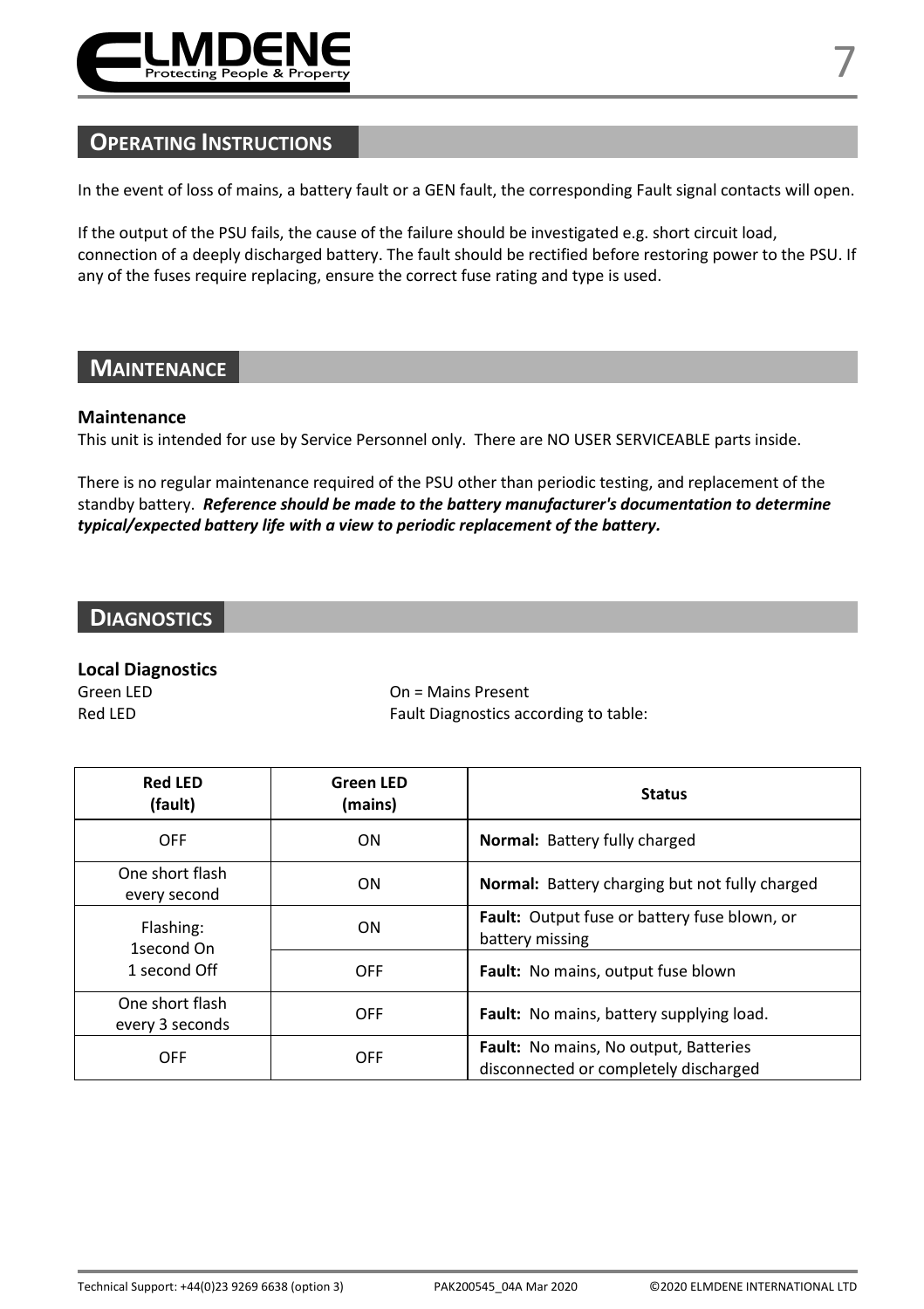## OPERATING INSTRUCTIONS

In the event of loss of mains, a battery fault or a GEN fault, the corresponding Fault signal contacts will open.

If the output of the PSU fails, the cause of the failure should be investigated e.g. short circuit load, connection of a deeply discharged battery. The fault should be rectified before restoring power to the PSU. If any of the fuses require replacing, ensure the correct fuse rating and type is used.

## MAINTENANCE

### Maintenance

This unit is intended for use by Service Personnel only. There are NO USER SERVICEABLE parts inside.

There is no regular maintenance required of the PSU other than periodic testing, and replacement of the standby battery. ***Reference should be made to the battery manufacturer's documentation to determine typical/expected battery life with a view to periodic replacement of the battery.***

## DIAGNOSTICS

### Local Diagnostics

Green LED — On = Mains Present

Red LED — Fault Diagnostics according to table:

| Red LED (fault) | Green LED (mains) | Status |
|---|---|---|
| OFF | ON | **Normal:** Battery fully charged |
| One short flash every second | ON | **Normal:** Battery charging but not fully charged |
| Flashing: 1second On 1 second Off | ON | **Fault:** Output fuse or battery fuse blown, or battery missing |
| | OFF | **Fault:** No mains, output fuse blown |
| One short flash every 3 seconds | OFF | **Fault:** No mains, battery supplying load. |
| OFF | OFF | **Fault:** No mains, No output, Batteries disconnected or completely discharged |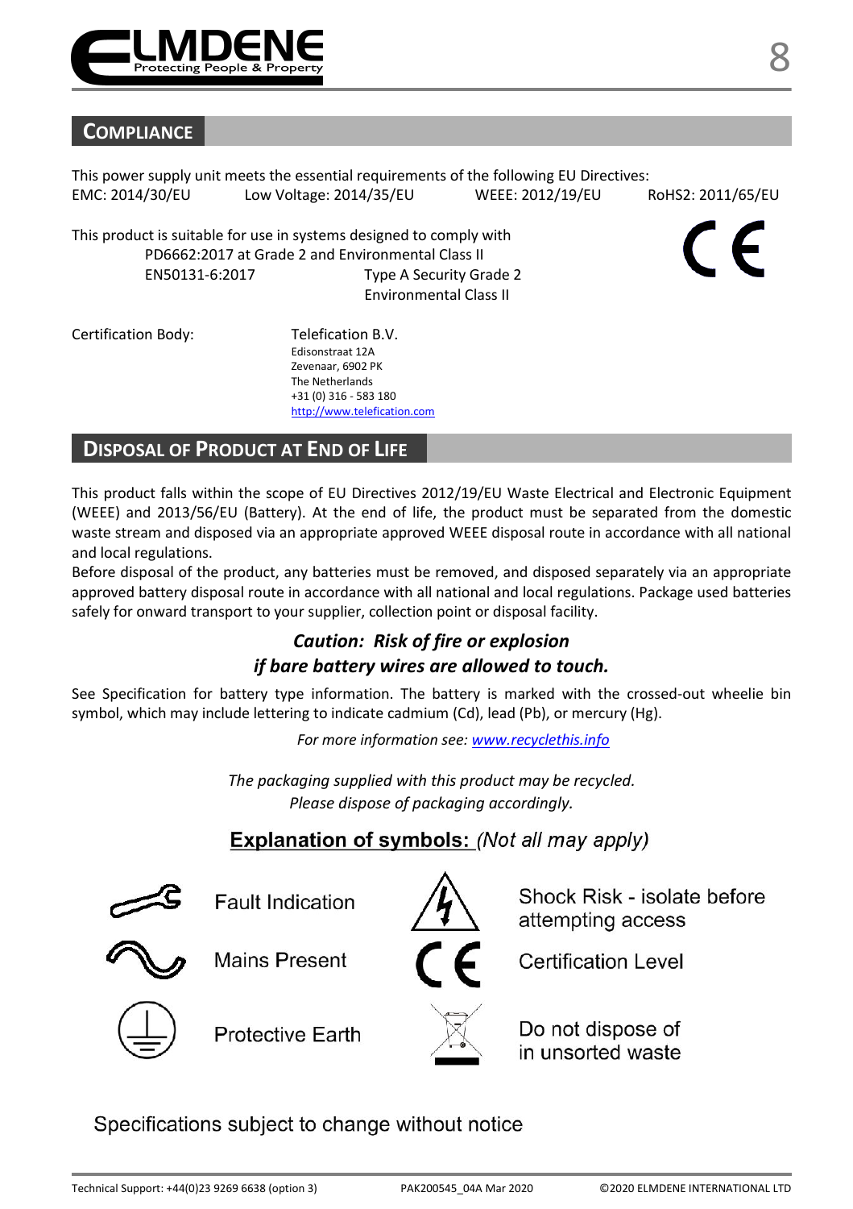## Compliance

This power supply unit meets the essential requirements of the following EU Directives:

EMC: 2014/30/EU     Low Voltage: 2014/35/EU     WEEE: 2012/19/EU     RoHS2: 2011/65/EU

This product is suitable for use in systems designed to comply with

PD6662:2017 at Grade 2 and Environmental Class II

EN50131-6:2017     Type A Security Grade 2

Environmental Class II

CE

Certification Body: Telefication B.V.
Edisonstraat 12A
Zevenaar, 6902 PK
The Netherlands
+31 (0) 316 - 583 180
http://www.telefication.com

## Disposal of Product at End of Life

This product falls within the scope of EU Directives 2012/19/EU Waste Electrical and Electronic Equipment (WEEE) and 2013/56/EU (Battery). At the end of life, the product must be separated from the domestic waste stream and disposed via an appropriate approved WEEE disposal route in accordance with all national and local regulations.

Before disposal of the product, any batteries must be removed, and disposed separately via an appropriate approved battery disposal route in accordance with all national and local regulations. Package used batteries safely for onward transport to your supplier, collection point or disposal facility.

***Caution: Risk of fire or explosion if bare battery wires are allowed to touch.***

See Specification for battery type information. The battery is marked with the crossed-out wheelie bin symbol, which may include lettering to indicate cadmium (Cd), lead (Pb), or mercury (Hg).

*For more information see: www.recyclethis.info*

*The packaging supplied with this product may be recycled.*
*Please dispose of packaging accordingly.*

### Explanation of symbols: *(Not all may apply)*

| | |
|---|---|
| Fault Indication | Shock Risk - isolate before attempting access |
| Mains Present | Certification Level |
| Protective Earth | Do not dispose of in unsorted waste |

Specifications subject to change without notice

Technical Support: +44(0)23 9269 6638 (option 3)     PAK200545_04A Mar 2020     ©2020 ELMDENE INTERNATIONAL LTD